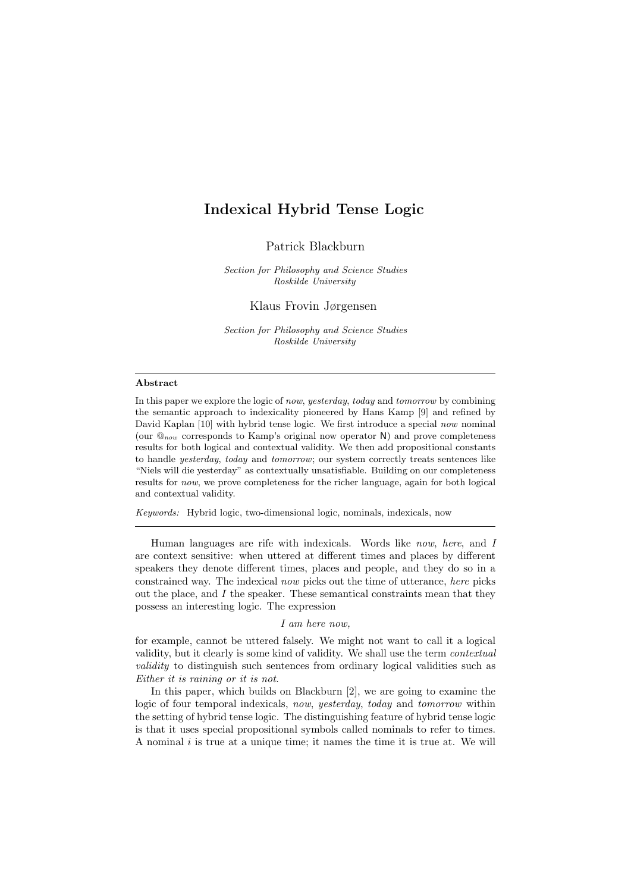# Indexical Hybrid Tense Logic

Patrick Blackburn

*Section for Philosophy and Science Studies*
*Roskilde University*

Klaus Frovin Jørgensen

*Section for Philosophy and Science Studies*
*Roskilde University*

---

**Abstract**

In this paper we explore the logic of *now*, *yesterday*, *today* and *tomorrow* by combining the semantic approach to indexicality pioneered by Hans Kamp [9] and refined by David Kaplan [10] with hybrid tense logic. We first introduce a special *now* nominal (our $@_{now}$ corresponds to Kamp's original now operator $\mathsf{N}$) and prove completeness results for both logical and contextual validity. We then add propositional constants to handle *yesterday*, *today* and *tomorrow*; our system correctly treats sentences like "Niels will die yesterday" as contextually unsatisfiable. Building on our completeness results for *now*, we prove completeness for the richer language, again for both logical and contextual validity.

*Keywords:* Hybrid logic, two-dimensional logic, nominals, indexicals, now

---

Human languages are rife with indexicals. Words like *now*, *here*, and *I* are context sensitive: when uttered at different times and places by different speakers they denote different times, places and people, and they do so in a constrained way. The indexical *now* picks out the time of utterance, *here* picks out the place, and *I* the speaker. These semantical constraints mean that they possess an interesting logic. The expression

*I am here now,*

for example, cannot be uttered falsely. We might not want to call it a logical validity, but it clearly is some kind of validity. We shall use the term *contextual validity* to distinguish such sentences from ordinary logical validities such as *Either it is raining or it is not*.

In this paper, which builds on Blackburn [2], we are going to examine the logic of four temporal indexicals, *now*, *yesterday*, *today* and *tomorrow* within the setting of hybrid tense logic. The distinguishing feature of hybrid tense logic is that it uses special propositional symbols called nominals to refer to times. A nominal $i$ is true at a unique time; it names the time it is true at. We will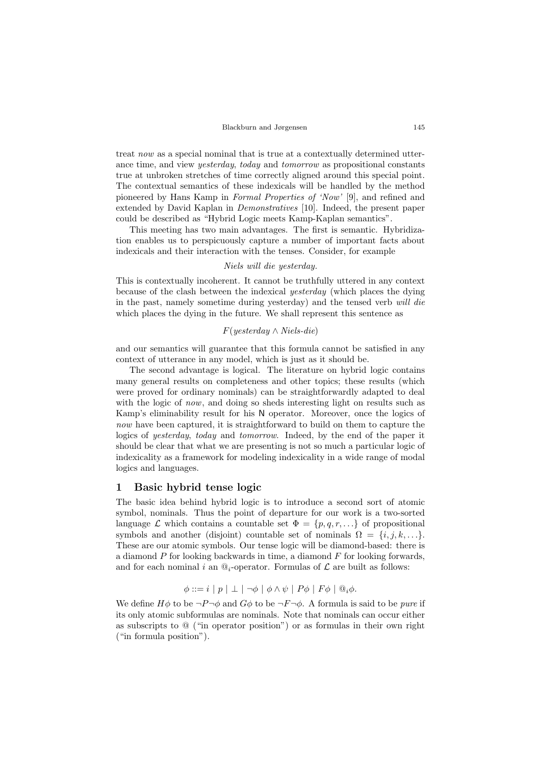treat *now* as a special nominal that is true at a contextually determined utterance time, and view *yesterday*, *today* and *tomorrow* as propositional constants true at unbroken stretches of time correctly aligned around this special point. The contextual semantics of these indexicals will be handled by the method pioneered by Hans Kamp in *Formal Properties of 'Now'* [9], and refined and extended by David Kaplan in *Demonstratives* [10]. Indeed, the present paper could be described as "Hybrid Logic meets Kamp-Kaplan semantics".

This meeting has two main advantages. The first is semantic. Hybridization enables us to perspicuously capture a number of important facts about indexicals and their interaction with the tenses. Consider, for example

*Niels will die yesterday.*

This is contextually incoherent. It cannot be truthfully uttered in any context because of the clash between the indexical *yesterday* (which places the dying in the past, namely sometime during yesterday) and the tensed verb *will die* which places the dying in the future. We shall represent this sentence as

$$F(\textit{yesterday} \wedge \textit{Niels-die})$$

and our semantics will guarantee that this formula cannot be satisfied in any context of utterance in any model, which is just as it should be.

The second advantage is logical. The literature on hybrid logic contains many general results on completeness and other topics; these results (which were proved for ordinary nominals) can be straightforwardly adapted to deal with the logic of *now*, and doing so sheds interesting light on results such as Kamp's eliminability result for his $\mathsf{N}$ operator. Moreover, once the logics of *now* have been captured, it is straightforward to build on them to capture the logics of *yesterday*, *today* and *tomorrow*. Indeed, by the end of the paper it should be clear that what we are presenting is not so much a particular logic of indexicality as a framework for modeling indexicality in a wide range of modal logics and languages.

## 1 Basic hybrid tense logic

The basic idea behind hybrid logic is to introduce a second sort of atomic symbol, nominals. Thus the point of departure for our work is a two-sorted language $\mathcal{L}$ which contains a countable set $\Phi = \{p, q, r, \ldots\}$ of propositional symbols and another (disjoint) countable set of nominals $\Omega = \{i, j, k, \ldots\}$. These are our atomic symbols. Our tense logic will be diamond-based: there is a diamond $P$ for looking backwards in time, a diamond $F$ for looking forwards, and for each nominal $i$ an $@_i$-operator. Formulas of $\mathcal{L}$ are built as follows:

$$\phi ::= i \mid p \mid \bot \mid \neg\phi \mid \phi \wedge \psi \mid P\phi \mid F\phi \mid @_i\phi.$$

We define $H\phi$ to be $\neg P \neg\phi$ and $G\phi$ to be $\neg F \neg\phi$. A formula is said to be *pure* if its only atomic subformulas are nominals. Note that nominals can occur either as subscripts to @ ("in operator position") or as formulas in their own right ("in formula position").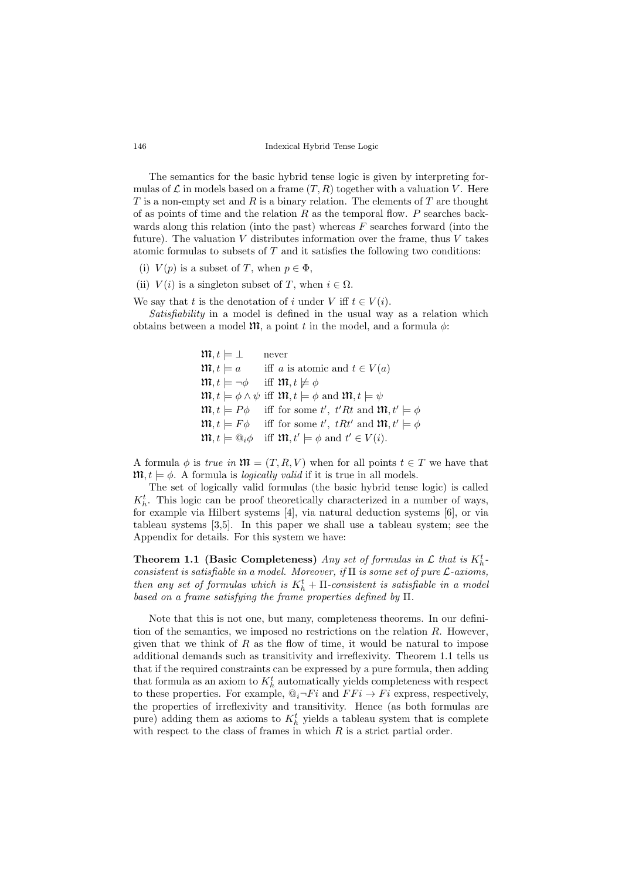The semantics for the basic hybrid tense logic is given by interpreting formulas of $\mathcal{L}$ in models based on a frame $(T, R)$ together with a valuation $V$. Here $T$ is a non-empty set and $R$ is a binary relation. The elements of $T$ are thought of as points of time and the relation $R$ as the temporal flow. $P$ searches backwards along this relation (into the past) whereas $F$ searches forward (into the future). The valuation $V$ distributes information over the frame, thus $V$ takes atomic formulas to subsets of $T$ and it satisfies the following two conditions:

(i) $V(p)$ is a subset of $T$, when $p \in \Phi$,

(ii) $V(i)$ is a singleton subset of $T$, when $i \in \Omega$.

We say that $t$ is the denotation of $i$ under $V$ iff $t \in V(i)$.

*Satisfiability* in a model is defined in the usual way as a relation which obtains between a model $\mathfrak{M}$, a point $t$ in the model, and a formula $\phi$:

$$
\begin{array}{ll}
\mathfrak{M}, t \models \bot & \text{never} \\
\mathfrak{M}, t \models a & \text{iff } a \text{ is atomic and } t \in V(a) \\
\mathfrak{M}, t \models \neg\phi & \text{iff } \mathfrak{M}, t \not\models \phi \\
\mathfrak{M}, t \models \phi \wedge \psi & \text{iff } \mathfrak{M}, t \models \phi \text{ and } \mathfrak{M}, t \models \psi \\
\mathfrak{M}, t \models P\phi & \text{iff for some } t',\ t'Rt \text{ and } \mathfrak{M}, t' \models \phi \\
\mathfrak{M}, t \models F\phi & \text{iff for some } t',\ tRt' \text{ and } \mathfrak{M}, t' \models \phi \\
\mathfrak{M}, t \models @_i\phi & \text{iff } \mathfrak{M}, t' \models \phi \text{ and } t' \in V(i).
\end{array}
$$

A formula $\phi$ is *true in* $\mathfrak{M} = (T, R, V)$ when for all points $t \in T$ we have that $\mathfrak{M}, t \models \phi$. A formula is *logically valid* if it is true in all models.

The set of logically valid formulas (the basic hybrid tense logic) is called $K_h^t$. This logic can be proof theoretically characterized in a number of ways, for example via Hilbert systems [4], via natural deduction systems [6], or via tableau systems [3,5]. In this paper we shall use a tableau system; see the Appendix for details. For this system we have:

**Theorem 1.1 (Basic Completeness)** *Any set of formulas in $\mathcal{L}$ that is $K_h^t$-consistent is satisfiable in a model. Moreover, if $\Pi$ is some set of pure $\mathcal{L}$-axioms, then any set of formulas which is $K_h^t + \Pi$-consistent is satisfiable in a model based on a frame satisfying the frame properties defined by $\Pi$.*

Note that this is not one, but many, completeness theorems. In our definition of the semantics, we imposed no restrictions on the relation $R$. However, given that we think of $R$ as the flow of time, it would be natural to impose additional demands such as transitivity and irreflexivity. Theorem 1.1 tells us that if the required constraints can be expressed by a pure formula, then adding that formula as an axiom to $K_h^t$ automatically yields completeness with respect to these properties. For example, $@_i\neg Fi$ and $FFi \rightarrow Fi$ express, respectively, the properties of irreflexivity and transitivity. Hence (as both formulas are pure) adding them as axioms to $K_h^t$ yields a tableau system that is complete with respect to the class of frames in which $R$ is a strict partial order.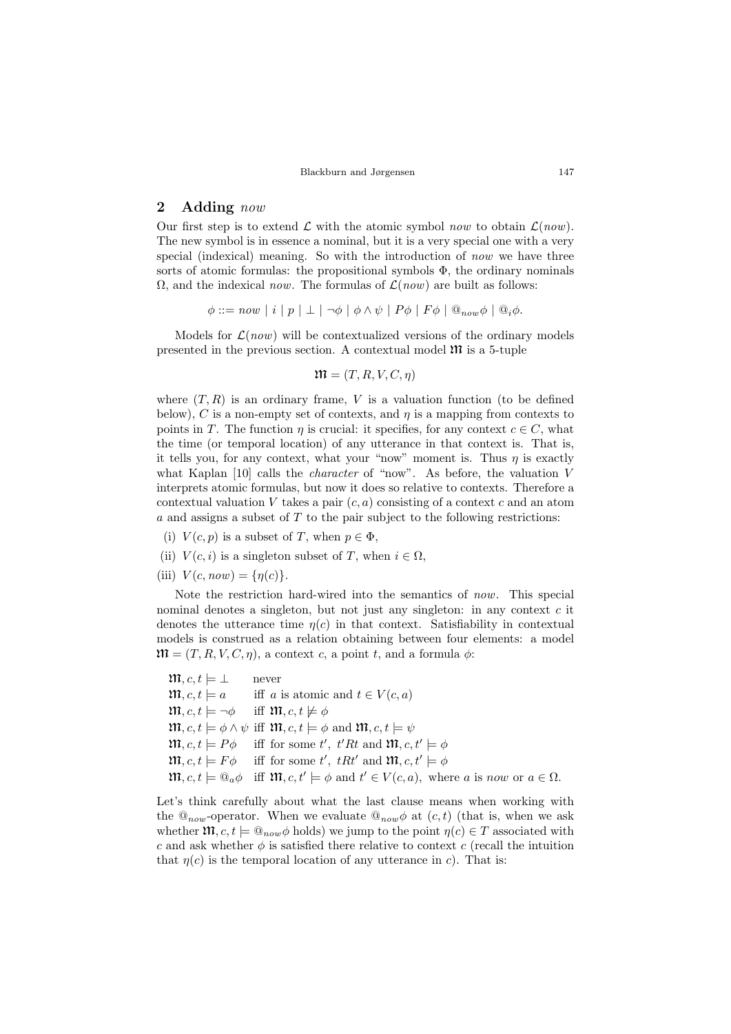## 2 Adding *now*

Our first step is to extend $\mathcal{L}$ with the atomic symbol *now* to obtain $\mathcal{L}(now)$. The new symbol is in essence a nominal, but it is a very special one with a very special (indexical) meaning. So with the introduction of *now* we have three sorts of atomic formulas: the propositional symbols $\Phi$, the ordinary nominals $\Omega$, and the indexical *now*. The formulas of $\mathcal{L}(now)$ are built as follows:

$$\phi ::= now \mid i \mid p \mid \bot \mid \neg\phi \mid \phi \wedge \psi \mid P\phi \mid F\phi \mid @_{now}\phi \mid @_i\phi.$$

Models for $\mathcal{L}(now)$ will be contextualized versions of the ordinary models presented in the previous section. A contextual model $\mathfrak{M}$ is a 5-tuple

$$\mathfrak{M} = (T, R, V, C, \eta)$$

where $(T, R)$ is an ordinary frame, $V$ is a valuation function (to be defined below), $C$ is a non-empty set of contexts, and $\eta$ is a mapping from contexts to points in $T$. The function $\eta$ is crucial: it specifies, for any context $c \in C$, what the time (or temporal location) of any utterance in that context is. That is, it tells you, for any context, what your "now" moment is. Thus $\eta$ is exactly what Kaplan [10] calls the *character* of "now". As before, the valuation $V$ interprets atomic formulas, but now it does so relative to contexts. Therefore a contextual valuation $V$ takes a pair $(c, a)$ consisting of a context $c$ and an atom $a$ and assigns a subset of $T$ to the pair subject to the following restrictions:

(i) $V(c, p)$ is a subset of $T$, when $p \in \Phi$,

(ii) $V(c, i)$ is a singleton subset of $T$, when $i \in \Omega$,

(iii) $V(c, now) = \{\eta(c)\}$.

Note the restriction hard-wired into the semantics of *now*. This special nominal denotes a singleton, but not just any singleton: in any context $c$ it denotes the utterance time $\eta(c)$ in that context. Satisfiability in contextual models is construed as a relation obtaining between four elements: a model $\mathfrak{M} = (T, R, V, C, \eta)$, a context $c$, a point $t$, and a formula $\phi$:

| | |
|---|---|
| $\mathfrak{M}, c, t \models \bot$ | never |
| $\mathfrak{M}, c, t \models a$ | iff $a$ is atomic and $t \in V(c, a)$ |
| $\mathfrak{M}, c, t \models \neg\phi$ | iff $\mathfrak{M}, c, t \not\models \phi$ |
| $\mathfrak{M}, c, t \models \phi \wedge \psi$ | iff $\mathfrak{M}, c, t \models \phi$ and $\mathfrak{M}, c, t \models \psi$ |
| $\mathfrak{M}, c, t \models P\phi$ | iff for some $t'$, $t'Rt$ and $\mathfrak{M}, c, t' \models \phi$ |
| $\mathfrak{M}, c, t \models F\phi$ | iff for some $t'$, $tRt'$ and $\mathfrak{M}, c, t' \models \phi$ |
| $\mathfrak{M}, c, t \models @_a\phi$ | iff $\mathfrak{M}, c, t' \models \phi$ and $t' \in V(c, a)$, where $a$ is *now* or $a \in \Omega$. |

Let's think carefully about what the last clause means when working with the $@_{now}$-operator. When we evaluate $@_{now}\phi$ at $(c, t)$ (that is, when we ask whether $\mathfrak{M}, c, t \models @_{now}\phi$ holds) we jump to the point $\eta(c) \in T$ associated with $c$ and ask whether $\phi$ is satisfied there relative to context $c$ (recall the intuition that $\eta(c)$ is the temporal location of any utterance in $c$). That is: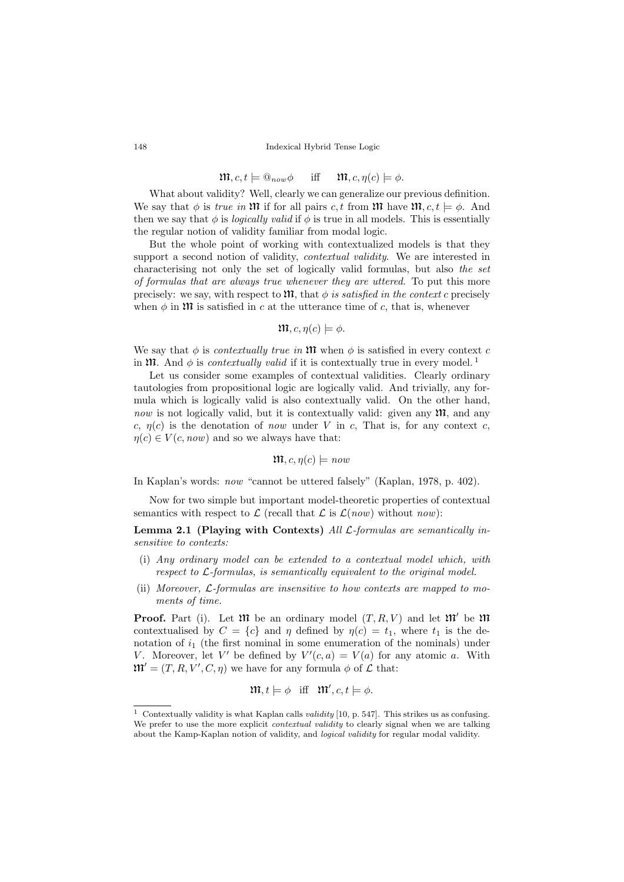$$\mathfrak{M}, c, t \models @_{now}\phi \quad \text{iff} \quad \mathfrak{M}, c, \eta(c) \models \phi.$$

What about validity? Well, clearly we can generalize our previous definition. We say that $\phi$ is *true in* $\mathfrak{M}$ if for all pairs $c, t$ from $\mathfrak{M}$ have $\mathfrak{M}, c, t \models \phi$. And then we say that $\phi$ is *logically valid* if $\phi$ is true in all models. This is essentially the regular notion of validity familiar from modal logic.

But the whole point of working with contextualized models is that they support a second notion of validity, *contextual validity*. We are interested in characterising not only the set of logically valid formulas, but also *the set of formulas that are always true whenever they are uttered*. To put this more precisely: we say, with respect to $\mathfrak{M}$, that $\phi$ *is satisfied in the context* $c$ precisely when $\phi$ in $\mathfrak{M}$ is satisfied in $c$ at the utterance time of $c$, that is, whenever

$$\mathfrak{M}, c, \eta(c) \models \phi.$$

We say that $\phi$ is *contextually true in* $\mathfrak{M}$ when $\phi$ is satisfied in every context $c$ in $\mathfrak{M}$. And $\phi$ is *contextually valid* if it is contextually true in every model. [1]

Let us consider some examples of contextual validities. Clearly ordinary tautologies from propositional logic are logically valid. And trivially, any formula which is logically valid is also contextually valid. On the other hand, *now* is not logically valid, but it is contextually valid: given any $\mathfrak{M}$, and any $c$, $\eta(c)$ is the denotation of *now* under $V$ in $c$, That is, for any context $c$, $\eta(c) \in V(c, now)$ and so we always have that:

$$\mathfrak{M}, c, \eta(c) \models now$$

In Kaplan's words: *now* "cannot be uttered falsely" (Kaplan, 1978, p. 402).

Now for two simple but important model-theoretic properties of contextual semantics with respect to $\mathcal{L}$ (recall that $\mathcal{L}$ is $\mathcal{L}(now)$ without *now*):

**Lemma 2.1 (Playing with Contexts)** *All $\mathcal{L}$-formulas are semantically insensitive to contexts:*

- (i) *Any ordinary model can be extended to a contextual model which, with respect to $\mathcal{L}$-formulas, is semantically equivalent to the original model.*
- (ii) *Moreover, $\mathcal{L}$-formulas are insensitive to how contexts are mapped to moments of time.*

**Proof.** Part (i). Let $\mathfrak{M}$ be an ordinary model $(T, R, V)$ and let $\mathfrak{M}'$ be $\mathfrak{M}$ contextualised by $C = \{c\}$ and $\eta$ defined by $\eta(c) = t_1$, where $t_1$ is the denotation of $i_1$ (the first nominal in some enumeration of the nominals) under $V$. Moreover, let $V'$ be defined by $V'(c, a) = V(a)$ for any atomic $a$. With $\mathfrak{M}' = (T, R, V', C, \eta)$ we have for any formula $\phi$ of $\mathcal{L}$ that:

$$\mathfrak{M}, t \models \phi \quad \text{iff} \quad \mathfrak{M}', c, t \models \phi.$$

[1] Contextually validity is what Kaplan calls *validity* [10, p. 547]. This strikes us as confusing. We prefer to use the more explicit *contextual validity* to clearly signal when we are talking about the Kamp-Kaplan notion of validity, and *logical validity* for regular modal validity.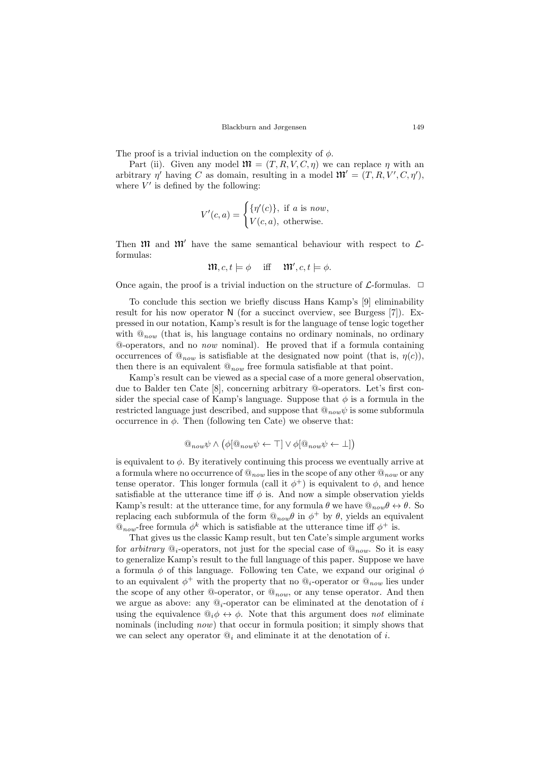The proof is a trivial induction on the complexity of $\phi$.

Part (ii). Given any model $\mathfrak{M} = (T, R, V, C, \eta)$ we can replace $\eta$ with an arbitrary $\eta'$ having $C$ as domain, resulting in a model $\mathfrak{M}' = (T, R, V', C, \eta')$, where $V'$ is defined by the following:

$$V'(c, a) = \begin{cases} \{\eta'(c)\}, & \text{if } a \text{ is } \textit{now}, \\ V(c, a), & \text{otherwise.} \end{cases}$$

Then $\mathfrak{M}$ and $\mathfrak{M}'$ have the same semantical behaviour with respect to $\mathcal{L}$-formulas:

$$\mathfrak{M}, c, t \models \phi \quad \text{iff} \quad \mathfrak{M}', c, t \models \phi.$$

Once again, the proof is a trivial induction on the structure of $\mathcal{L}$-formulas. $\Box$

To conclude this section we briefly discuss Hans Kamp's [9] eliminability result for his now operator $\mathsf{N}$ (for a succinct overview, see Burgess [7]). Expressed in our notation, Kamp's result is for the language of tense logic together with $@_{now}$ (that is, his language contains no ordinary nominals, no ordinary @-operators, and no *now* nominal). He proved that if a formula containing occurrences of $@_{now}$ is satisfiable at the designated now point (that is, $\eta(c)$), then there is an equivalent $@_{now}$ free formula satisfiable at that point.

Kamp's result can be viewed as a special case of a more general observation, due to Balder ten Cate [8], concerning arbitrary @-operators. Let's first consider the special case of Kamp's language. Suppose that $\phi$ is a formula in the restricted language just described, and suppose that $@_{now}\psi$ is some subformula occurrence in $\phi$. Then (following ten Cate) we observe that:

$$@_{now}\psi \wedge \big(\phi[@_{now}\psi \leftarrow \top] \vee \phi[@_{now}\psi \leftarrow \bot]\big)$$

is equivalent to $\phi$. By iteratively continuing this process we eventually arrive at a formula where no occurrence of $@_{now}$ lies in the scope of any other $@_{now}$ or any tense operator. This longer formula (call it $\phi^+$) is equivalent to $\phi$, and hence satisfiable at the utterance time iff $\phi$ is. And now a simple observation yields Kamp's result: at the utterance time, for any formula $\theta$ we have $@_{now}\theta \leftrightarrow \theta$. So replacing each subformula of the form $@_{now}\theta$ in $\phi^+$ by $\theta$, yields an equivalent $@_{now}$-free formula $\phi^k$ which is satisfiable at the utterance time iff $\phi^+$ is.

That gives us the classic Kamp result, but ten Cate's simple argument works for *arbitrary* $@_i$-operators, not just for the special case of $@_{now}$. So it is easy to generalize Kamp's result to the full language of this paper. Suppose we have a formula $\phi$ of this language. Following ten Cate, we expand our original $\phi$ to an equivalent $\phi^+$ with the property that no $@_i$-operator or $@_{now}$ lies under the scope of any other @-operator, or $@_{now}$, or any tense operator. And then we argue as above: any $@_i$-operator can be eliminated at the denotation of $i$ using the equivalence $@_i\phi \leftrightarrow \phi$. Note that this argument does *not* eliminate nominals (including *now*) that occur in formula position; it simply shows that we can select any operator $@_i$ and eliminate it at the denotation of $i$.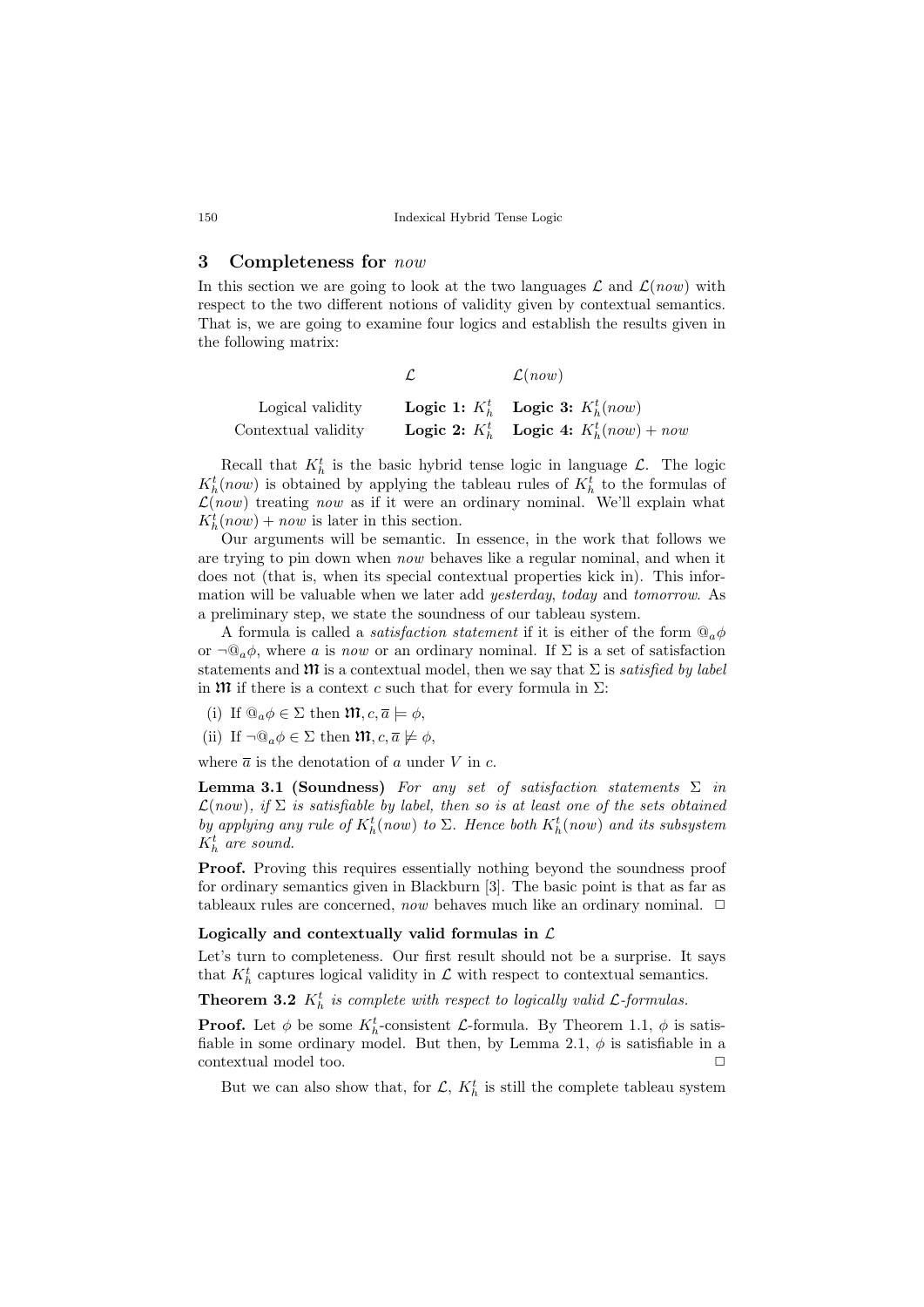## 3 Completeness for *now*

In this section we are going to look at the two languages $\mathcal{L}$ and $\mathcal{L}(now)$ with respect to the two different notions of validity given by contextual semantics. That is, we are going to examine four logics and establish the results given in the following matrix:

| | $\mathcal{L}$ | $\mathcal{L}(now)$ |
|---|---|---|
| Logical validity | **Logic 1:** $K_h^t$ | **Logic 3:** $K_h^t(now)$ |
| Contextual validity | **Logic 2:** $K_h^t$ | **Logic 4:** $K_h^t(now) + now$ |

Recall that $K_h^t$ is the basic hybrid tense logic in language $\mathcal{L}$. The logic $K_h^t(now)$ is obtained by applying the tableau rules of $K_h^t$ to the formulas of $\mathcal{L}(now)$ treating *now* as if it were an ordinary nominal. We'll explain what $K_h^t(now) + now$ is later in this section.

Our arguments will be semantic. In essence, in the work that follows we are trying to pin down when *now* behaves like a regular nominal, and when it does not (that is, when its special contextual properties kick in). This information will be valuable when we later add *yesterday*, *today* and *tomorrow*. As a preliminary step, we state the soundness of our tableau system.

A formula is called a *satisfaction statement* if it is either of the form $@_a\phi$ or $\neg @_a\phi$, where $a$ is *now* or an ordinary nominal. If $\Sigma$ is a set of satisfaction statements and $\mathfrak{M}$ is a contextual model, then we say that $\Sigma$ is *satisfied by label* in $\mathfrak{M}$ if there is a context $c$ such that for every formula in $\Sigma$:

(i) If $@_a\phi \in \Sigma$ then $\mathfrak{M}, c, \overline{a} \models \phi$,

(ii) If $\neg @_a\phi \in \Sigma$ then $\mathfrak{M}, c, \overline{a} \not\models \phi$,

where $\overline{a}$ is the denotation of $a$ under $V$ in $c$.

**Lemma 3.1 (Soundness)** *For any set of satisfaction statements $\Sigma$ in $\mathcal{L}(now)$, if $\Sigma$ is satisfiable by label, then so is at least one of the sets obtained by applying any rule of $K_h^t(now)$ to $\Sigma$. Hence both $K_h^t(now)$ and its subsystem $K_h^t$ are sound.*

**Proof.** Proving this requires essentially nothing beyond the soundness proof for ordinary semantics given in Blackburn [3]. The basic point is that as far as tableaux rules are concerned, *now* behaves much like an ordinary nominal. □

#### Logically and contextually valid formulas in $\mathcal{L}$

Let's turn to completeness. Our first result should not be a surprise. It says that $K_h^t$ captures logical validity in $\mathcal{L}$ with respect to contextual semantics.

**Theorem 3.2** *$K_h^t$ is complete with respect to logically valid $\mathcal{L}$-formulas.*

**Proof.** Let $\phi$ be some $K_h^t$-consistent $\mathcal{L}$-formula. By Theorem 1.1, $\phi$ is satisfiable in some ordinary model. But then, by Lemma 2.1, $\phi$ is satisfiable in a contextual model too. □

But we can also show that, for $\mathcal{L}$, $K_h^t$ is still the complete tableau system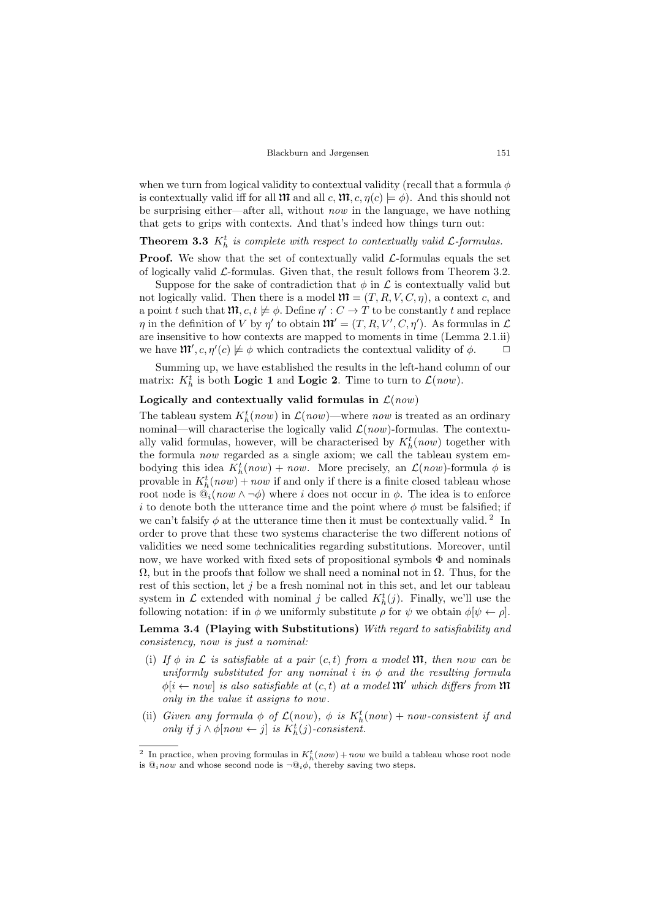when we turn from logical validity to contextual validity (recall that a formula $\phi$ is contextually valid iff for all $\mathfrak{M}$ and all $c$, $\mathfrak{M}, c, \eta(c) \models \phi$). And this should not be surprising either—after all, without *now* in the language, we have nothing that gets to grips with contexts. And that's indeed how things turn out:

**Theorem 3.3** *$K_h^t$ is complete with respect to contextually valid $\mathcal{L}$-formulas.*

**Proof.** We show that the set of contextually valid $\mathcal{L}$-formulas equals the set of logically valid $\mathcal{L}$-formulas. Given that, the result follows from Theorem 3.2.

Suppose for the sake of contradiction that $\phi$ in $\mathcal{L}$ is contextually valid but not logically valid. Then there is a model $\mathfrak{M} = (T, R, V, C, \eta)$, a context $c$, and a point $t$ such that $\mathfrak{M}, c, t \not\models \phi$. Define $\eta' : C \to T$ to be constantly $t$ and replace $\eta$ in the definition of $V$ by $\eta'$ to obtain $\mathfrak{M}' = (T, R, V', C, \eta')$. As formulas in $\mathcal{L}$ are insensitive to how contexts are mapped to moments in time (Lemma 2.1.ii) we have $\mathfrak{M}', c, \eta'(c) \not\models \phi$ which contradicts the contextual validity of $\phi$. $\Box$

Summing up, we have established the results in the left-hand column of our matrix: $K_h^t$ is both **Logic 1** and **Logic 2**. Time to turn to $\mathcal{L}(now)$.

### Logically and contextually valid formulas in $\mathcal{L}(now)$

The tableau system $K_h^t(now)$ in $\mathcal{L}(now)$—where *now* is treated as an ordinary nominal—will characterise the logically valid $\mathcal{L}(now)$-formulas. The contextually valid formulas, however, will be characterised by $K_h^t(now)$ together with the formula *now* regarded as a single axiom; we call the tableau system embodying this idea $K_h^t(now) + now$. More precisely, an $\mathcal{L}(now)$-formula $\phi$ is provable in $K_h^t(now) + now$ if and only if there is a finite closed tableau whose root node is $@_i(now \wedge \neg\phi)$ where $i$ does not occur in $\phi$. The idea is to enforce $i$ to denote both the utterance time and the point where $\phi$ must be falsified; if we can't falsify $\phi$ at the utterance time then it must be contextually valid. [2] In order to prove that these two systems characterise the two different notions of validities we need some technicalities regarding substitutions. Moreover, until now, we have worked with fixed sets of propositional symbols $\Phi$ and nominals $\Omega$, but in the proofs that follow we shall need a nominal not in $\Omega$. Thus, for the rest of this section, let $j$ be a fresh nominal not in this set, and let our tableau system in $\mathcal{L}$ extended with nominal $j$ be called $K_h^t(j)$. Finally, we'll use the following notation: if in $\phi$ we uniformly substitute $\rho$ for $\psi$ we obtain $\phi[\psi \leftarrow \rho]$.

**Lemma 3.4 (Playing with Substitutions)** *With regard to satisfiability and consistency, now is just a nominal:*

- (i) *If $\phi$ in $\mathcal{L}$ is satisfiable at a pair $(c, t)$ from a model $\mathfrak{M}$, then now can be uniformly substituted for any nominal $i$ in $\phi$ and the resulting formula $\phi[i \leftarrow now]$ is also satisfiable at $(c, t)$ at a model $\mathfrak{M}'$ which differs from $\mathfrak{M}$ only in the value it assigns to now.*
- (ii) *Given any formula $\phi$ of $\mathcal{L}(now)$, $\phi$ is $K_h^t(now) + now$-consistent if and only if $j \wedge \phi[now \leftarrow j]$ is $K_h^t(j)$-consistent.*

[2] In practice, when proving formulas in $K_h^t(now) + now$ we build a tableau whose root node is $@_i now$ and whose second node is $\neg @_i \phi$, thereby saving two steps.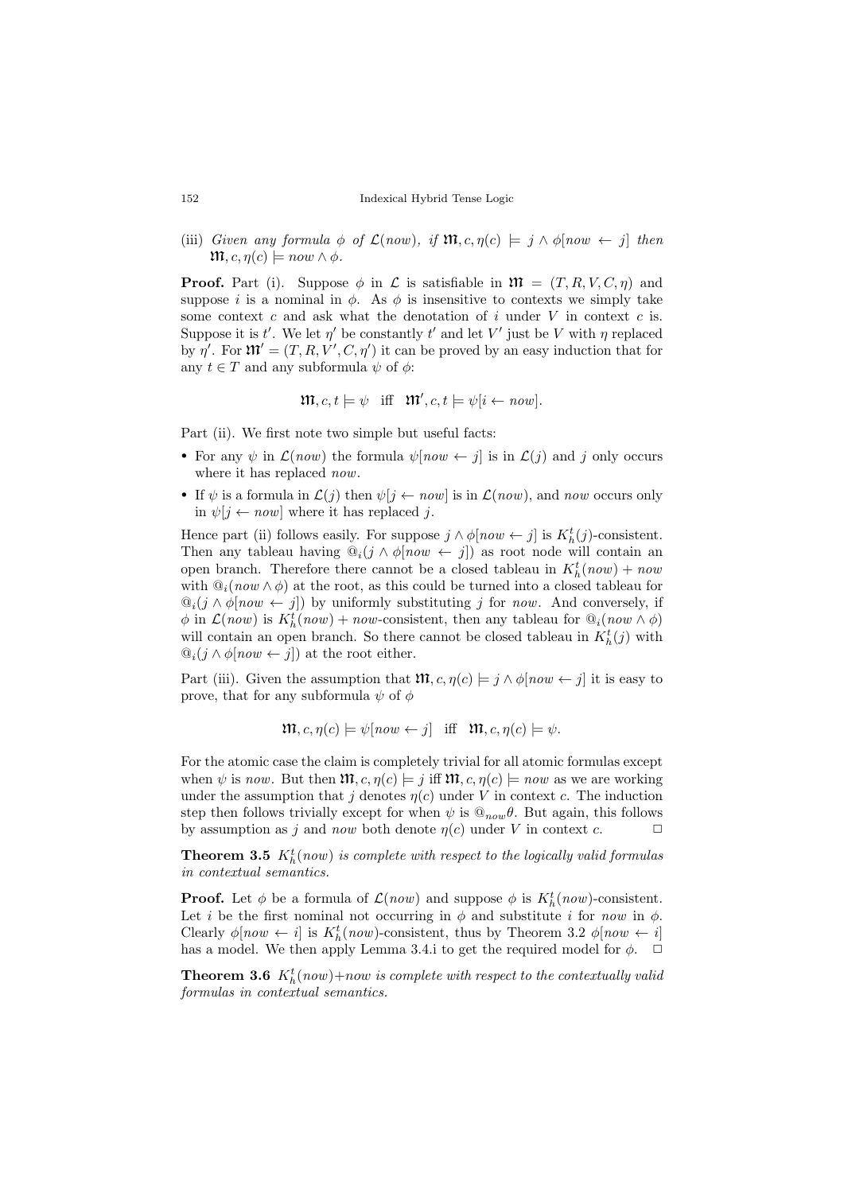(iii) *Given any formula* $\phi$ *of* $\mathcal{L}(now)$*, if* $\mathfrak{M}, c, \eta(c) \models j \wedge \phi[now \leftarrow j]$ *then* $\mathfrak{M}, c, \eta(c) \models now \wedge \phi$.

**Proof.** Part (i). Suppose $\phi$ in $\mathcal{L}$ is satisfiable in $\mathfrak{M} = (T, R, V, C, \eta)$ and suppose $i$ is a nominal in $\phi$. As $\phi$ is insensitive to contexts we simply take some context $c$ and ask what the denotation of $i$ under $V$ in context $c$ is. Suppose it is $t'$. We let $\eta'$ be constantly $t'$ and let $V'$ just be $V$ with $\eta$ replaced by $\eta'$. For $\mathfrak{M}' = (T, R, V', C, \eta')$ it can be proved by an easy induction that for any $t \in T$ and any subformula $\psi$ of $\phi$:

$$\mathfrak{M}, c, t \models \psi \quad \text{iff} \quad \mathfrak{M}', c, t \models \psi[i \leftarrow now].$$

Part (ii). We first note two simple but useful facts:

- For any $\psi$ in $\mathcal{L}(now)$ the formula $\psi[now \leftarrow j]$ is in $\mathcal{L}(j)$ and $j$ only occurs where it has replaced *now*.
- If $\psi$ is a formula in $\mathcal{L}(j)$ then $\psi[j \leftarrow now]$ is in $\mathcal{L}(now)$, and *now* occurs only in $\psi[j \leftarrow now]$ where it has replaced $j$.

Hence part (ii) follows easily. For suppose $j \wedge \phi[now \leftarrow j]$ is $K_h^t(j)$-consistent. Then any tableau having $@_i(j \wedge \phi[now \leftarrow j])$ as root node will contain an open branch. Therefore there cannot be a closed tableau in $K_h^t(now) + now$ with $@_i(now \wedge \phi)$ at the root, as this could be turned into a closed tableau for $@_i(j \wedge \phi[now \leftarrow j])$ by uniformly substituting $j$ for *now*. And conversely, if $\phi$ in $\mathcal{L}(now)$ is $K_h^t(now) + now$-consistent, then any tableau for $@_i(now \wedge \phi)$ will contain an open branch. So there cannot be closed tableau in $K_h^t(j)$ with $@_i(j \wedge \phi[now \leftarrow j])$ at the root either.

Part (iii). Given the assumption that $\mathfrak{M}, c, \eta(c) \models j \wedge \phi[now \leftarrow j]$ it is easy to prove, that for any subformula $\psi$ of $\phi$

$$\mathfrak{M}, c, \eta(c) \models \psi[now \leftarrow j] \quad \text{iff} \quad \mathfrak{M}, c, \eta(c) \models \psi.$$

For the atomic case the claim is completely trivial for all atomic formulas except when $\psi$ is *now*. But then $\mathfrak{M}, c, \eta(c) \models j$ iff $\mathfrak{M}, c, \eta(c) \models now$ as we are working under the assumption that $j$ denotes $\eta(c)$ under $V$ in context $c$. The induction step then follows trivially except for when $\psi$ is $@_{now}\theta$. But again, this follows by assumption as $j$ and *now* both denote $\eta(c)$ under $V$ in context $c$. $\Box$

**Theorem 3.5** *$K_h^t(now)$ is complete with respect to the logically valid formulas in contextual semantics.*

**Proof.** Let $\phi$ be a formula of $\mathcal{L}(now)$ and suppose $\phi$ is $K_h^t(now)$-consistent. Let $i$ be the first nominal not occurring in $\phi$ and substitute $i$ for *now* in $\phi$. Clearly $\phi[now \leftarrow i]$ is $K_h^t(now)$-consistent, thus by Theorem 3.2 $\phi[now \leftarrow i]$ has a model. We then apply Lemma 3.4.i to get the required model for $\phi$. $\Box$

**Theorem 3.6** *$K_h^t(now)+now$ is complete with respect to the contextually valid formulas in contextual semantics.*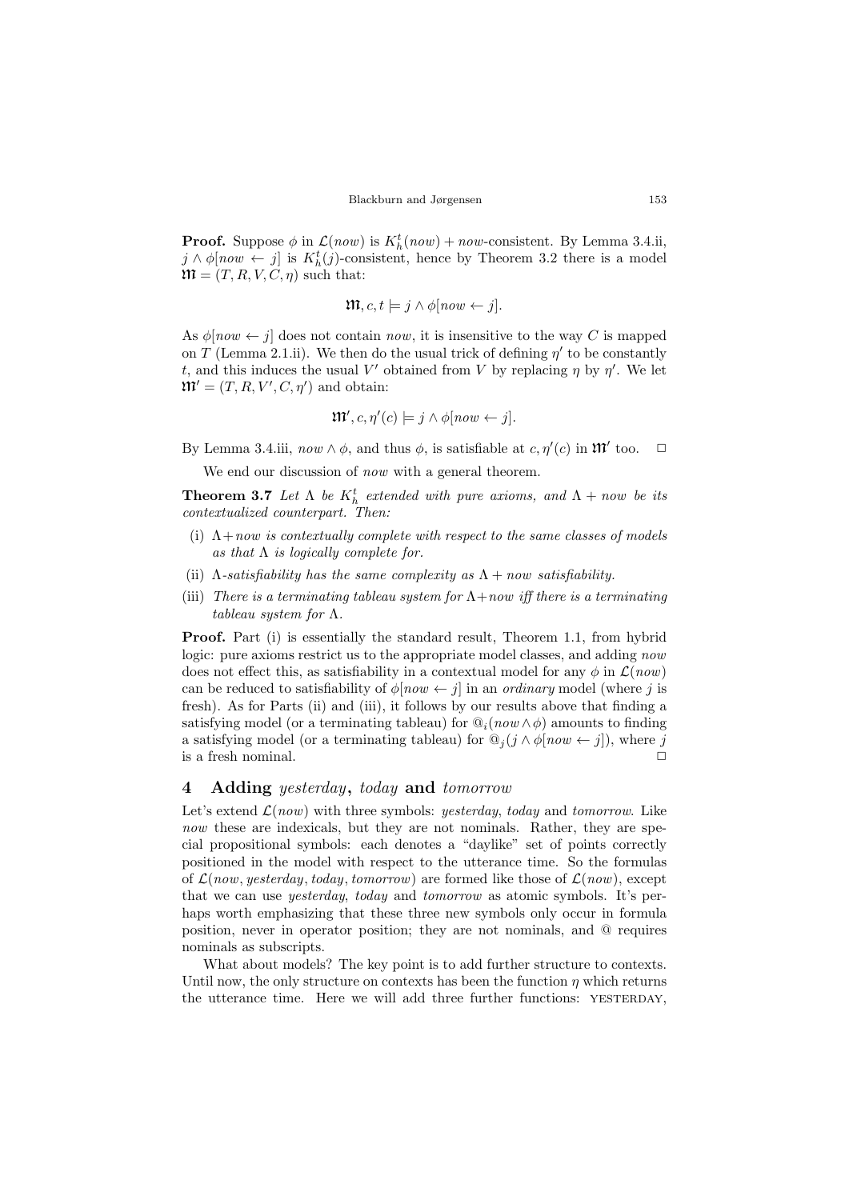**Proof.** Suppose $\phi$ in $\mathcal{L}(now)$ is $K_h^t(now) + now$-consistent. By Lemma 3.4.ii, $j \wedge \phi[now \leftarrow j]$ is $K_h^t(j)$-consistent, hence by Theorem 3.2 there is a model $\mathfrak{M} = (T, R, V, C, \eta)$ such that:

$$\mathfrak{M}, c, t \models j \wedge \phi[now \leftarrow j].$$

As $\phi[now \leftarrow j]$ does not contain *now*, it is insensitive to the way $C$ is mapped on $T$ (Lemma 2.1.ii). We then do the usual trick of defining $\eta'$ to be constantly $t$, and this induces the usual $V'$ obtained from $V$ by replacing $\eta$ by $\eta'$. We let $\mathfrak{M}' = (T, R, V', C, \eta')$ and obtain:

$$\mathfrak{M}', c, \eta'(c) \models j \wedge \phi[now \leftarrow j].$$

By Lemma 3.4.iii, $now \wedge \phi$, and thus $\phi$, is satisfiable at $c, \eta'(c)$ in $\mathfrak{M}'$ too. □

We end our discussion of *now* with a general theorem.

**Theorem 3.7** *Let $\Lambda$ be $K_h^t$ extended with pure axioms, and $\Lambda + now$ be its contextualized counterpart. Then:*

- (i) *$\Lambda + now$ is contextually complete with respect to the same classes of models as that $\Lambda$ is logically complete for.*
- (ii) *$\Lambda$-satisfiability has the same complexity as $\Lambda + now$ satisfiability.*
- (iii) *There is a terminating tableau system for $\Lambda + now$ iff there is a terminating tableau system for $\Lambda$.*

**Proof.** Part (i) is essentially the standard result, Theorem 1.1, from hybrid logic: pure axioms restrict us to the appropriate model classes, and adding *now* does not effect this, as satisfiability in a contextual model for any $\phi$ in $\mathcal{L}(now)$ can be reduced to satisfiability of $\phi[now \leftarrow j]$ in an *ordinary* model (where $j$ is fresh). As for Parts (ii) and (iii), it follows by our results above that finding a satisfying model (or a terminating tableau) for $@_i(now \wedge \phi)$ amounts to finding a satisfying model (or a terminating tableau) for $@_j(j \wedge \phi[now \leftarrow j])$, where $j$ is a fresh nominal. □

## 4 Adding *yesterday*, *today* and *tomorrow*

Let's extend $\mathcal{L}(now)$ with three symbols: *yesterday*, *today* and *tomorrow*. Like *now* these are indexicals, but they are not nominals. Rather, they are special propositional symbols: each denotes a "daylike" set of points correctly positioned in the model with respect to the utterance time. So the formulas of $\mathcal{L}(now, yesterday, today, tomorrow)$ are formed like those of $\mathcal{L}(now)$, except that we can use *yesterday*, *today* and *tomorrow* as atomic symbols. It's perhaps worth emphasizing that these three new symbols only occur in formula position, never in operator position; they are not nominals, and @ requires nominals as subscripts.

What about models? The key point is to add further structure to contexts. Until now, the only structure on contexts has been the function $\eta$ which returns the utterance time. Here we will add three further functions: YESTERDAY,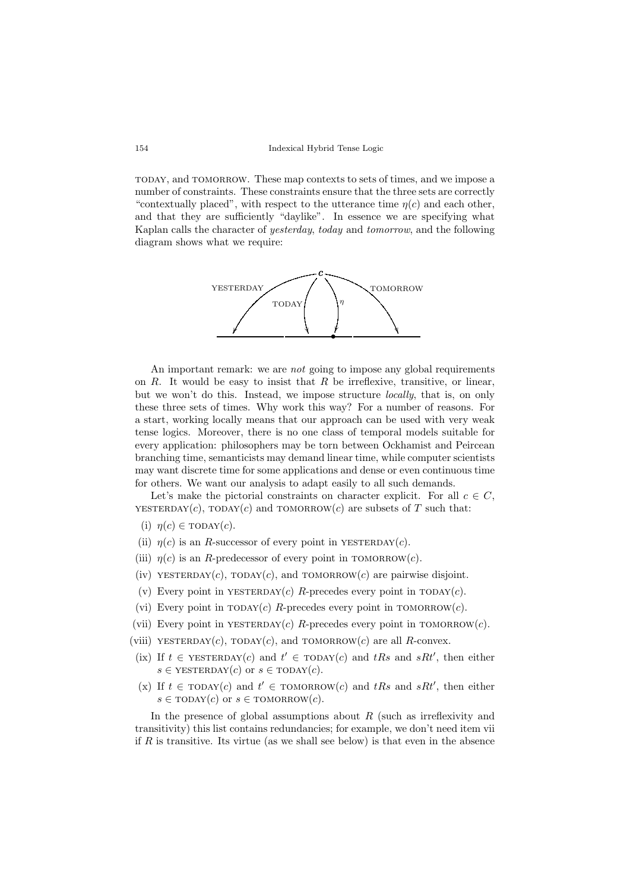TODAY, and TOMORROW. These map contexts to sets of times, and we impose a number of constraints. These constraints ensure that the three sets are correctly "contextually placed", with respect to the utterance time $\eta(c)$ and each other, and that they are sufficiently "daylike". In essence we are specifying what Kaplan calls the character of *yesterday*, *today* and *tomorrow*, and the following diagram shows what we require:

An important remark: we are *not* going to impose any global requirements on $R$. It would be easy to insist that $R$ be irreflexive, transitive, or linear, but we won't do this. Instead, we impose structure *locally*, that is, on only these three sets of times. Why work this way? For a number of reasons. For a start, working locally means that our approach can be used with very weak tense logics. Moreover, there is no one class of temporal models suitable for every application: philosophers may be torn between Ockhamist and Peircean branching time, semanticists may demand linear time, while computer scientists may want discrete time for some applications and dense or even continuous time for others. We want our analysis to adapt easily to all such demands.

Let's make the pictorial constraints on character explicit. For all $c \in C$, YESTERDAY$(c)$, TODAY$(c)$ and TOMORROW$(c)$ are subsets of $T$ such that:

(i) $\eta(c) \in$ TODAY$(c)$.

(ii) $\eta(c)$ is an $R$-successor of every point in YESTERDAY$(c)$.

(iii) $\eta(c)$ is an $R$-predecessor of every point in TOMORROW$(c)$.

(iv) YESTERDAY$(c)$, TODAY$(c)$, and TOMORROW$(c)$ are pairwise disjoint.

(v) Every point in YESTERDAY$(c)$ $R$-precedes every point in TODAY$(c)$.

(vi) Every point in TODAY$(c)$ $R$-precedes every point in TOMORROW$(c)$.

(vii) Every point in YESTERDAY$(c)$ $R$-precedes every point in TOMORROW$(c)$.

(viii) YESTERDAY$(c)$, TODAY$(c)$, and TOMORROW$(c)$ are all $R$-convex.

(ix) If $t \in$ YESTERDAY$(c)$ and $t' \in$ TODAY$(c)$ and $tRs$ and $sRt'$, then either $s \in$ YESTERDAY$(c)$ or $s \in$ TODAY$(c)$.

(x) If $t \in$ TODAY$(c)$ and $t' \in$ TOMORROW$(c)$ and $tRs$ and $sRt'$, then either $s \in$ TODAY$(c)$ or $s \in$ TOMORROW$(c)$.

In the presence of global assumptions about $R$ (such as irreflexivity and transitivity) this list contains redundancies; for example, we don't need item vii if $R$ is transitive. Its virtue (as we shall see below) is that even in the absence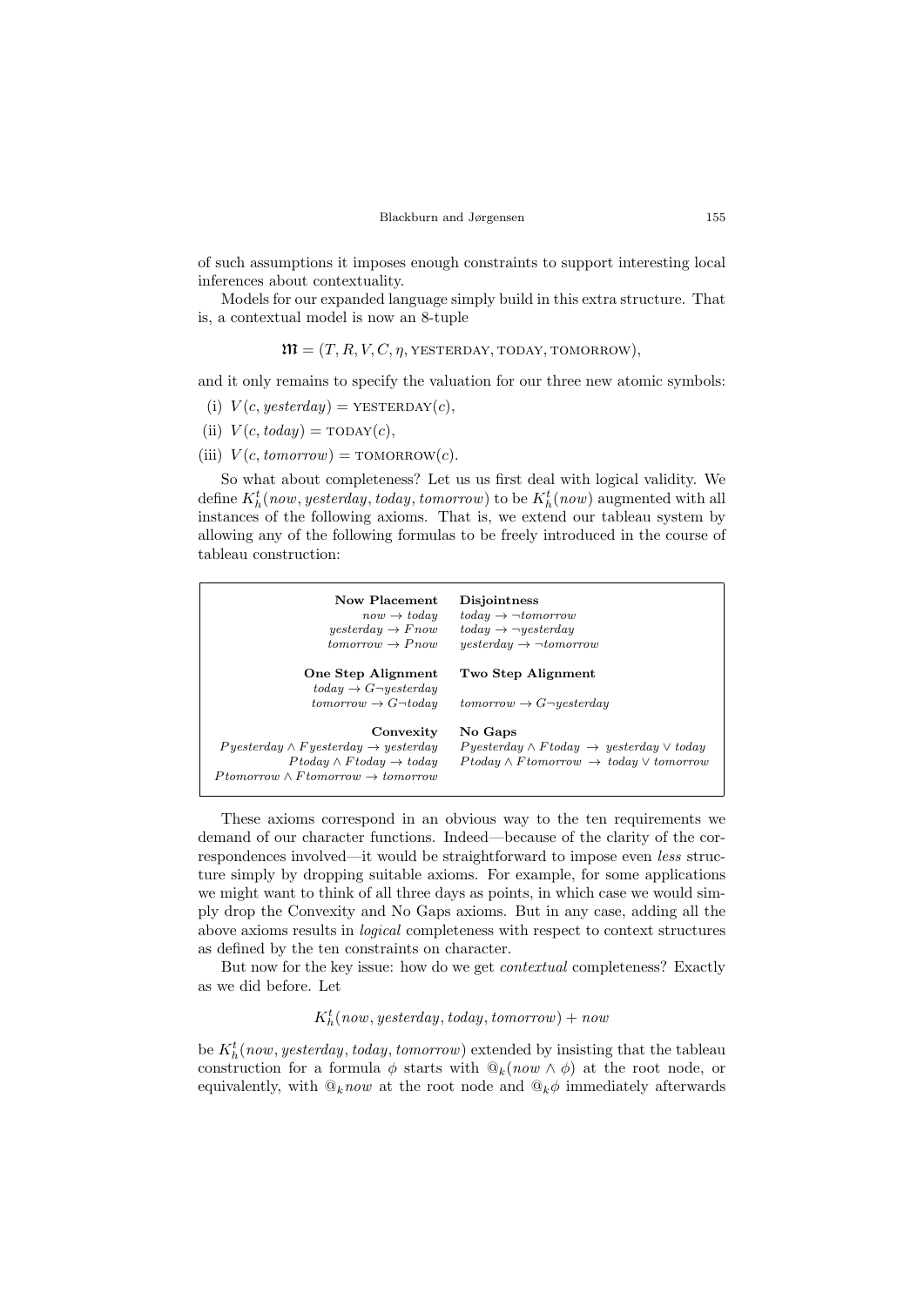of such assumptions it imposes enough constraints to support interesting local inferences about contextuality.

Models for our expanded language simply build in this extra structure. That is, a contextual model is now an 8-tuple

$$\mathfrak{M} = (T, R, V, C, \eta, \text{YESTERDAY}, \text{TODAY}, \text{TOMORROW}),$$

and it only remains to specify the valuation for our three new atomic symbols:

(i) $V(c, \mathit{yesterday}) = \text{YESTERDAY}(c)$,

(ii) $V(c, \mathit{today}) = \text{TODAY}(c)$,

(iii) $V(c, \mathit{tomorrow}) = \text{TOMORROW}(c)$.

So what about completeness? Let us us first deal with logical validity. We define $K_h^t(\mathit{now}, \mathit{yesterday}, \mathit{today}, \mathit{tomorrow})$ to be $K_h^t(\mathit{now})$ augmented with all instances of the following axioms. That is, we extend our tableau system by allowing any of the following formulas to be freely introduced in the course of tableau construction:

| | |
|---:|:---|
| **Now Placement** | **Disjointness** |
| $\mathit{now} \rightarrow \mathit{today}$ | $\mathit{today} \rightarrow \neg \mathit{tomorrow}$ |
| $\mathit{yesterday} \rightarrow F\mathit{now}$ | $\mathit{today} \rightarrow \neg \mathit{yesterday}$ |
| $\mathit{tomorrow} \rightarrow P\mathit{now}$ | $\mathit{yesterday} \rightarrow \neg \mathit{tomorrow}$ |
| **One Step Alignment** | **Two Step Alignment** |
| $\mathit{today} \rightarrow G\neg \mathit{yesterday}$ | |
| $\mathit{tomorrow} \rightarrow G\neg \mathit{today}$ | $\mathit{tomorrow} \rightarrow G\neg \mathit{yesterday}$ |
| **Convexity** | **No Gaps** |
| $P\mathit{yesterday} \wedge F\mathit{yesterday} \rightarrow \mathit{yesterday}$ | $P\mathit{yesterday} \wedge F\mathit{today} \rightarrow \mathit{yesterday} \vee \mathit{today}$ |
| $P\mathit{today} \wedge F\mathit{today} \rightarrow \mathit{today}$ | $P\mathit{today} \wedge F\mathit{tomorrow} \rightarrow \mathit{today} \vee \mathit{tomorrow}$ |
| $P\mathit{tomorrow} \wedge F\mathit{tomorrow} \rightarrow \mathit{tomorrow}$ | |

These axioms correspond in an obvious way to the ten requirements we demand of our character functions. Indeed—because of the clarity of the correspondences involved—it would be straightforward to impose even *less* structure simply by dropping suitable axioms. For example, for some applications we might want to think of all three days as points, in which case we would simply drop the Convexity and No Gaps axioms. But in any case, adding all the above axioms results in *logical* completeness with respect to context structures as defined by the ten constraints on character.

But now for the key issue: how do we get *contextual* completeness? Exactly as we did before. Let

$$K_h^t(\mathit{now}, \mathit{yesterday}, \mathit{today}, \mathit{tomorrow}) + \mathit{now}$$

be $K_h^t(\mathit{now}, \mathit{yesterday}, \mathit{today}, \mathit{tomorrow})$ extended by insisting that the tableau construction for a formula $\phi$ starts with $@_k(\mathit{now} \wedge \phi)$ at the root node, or equivalently, with $@_k\mathit{now}$ at the root node and $@_k\phi$ immediately afterwards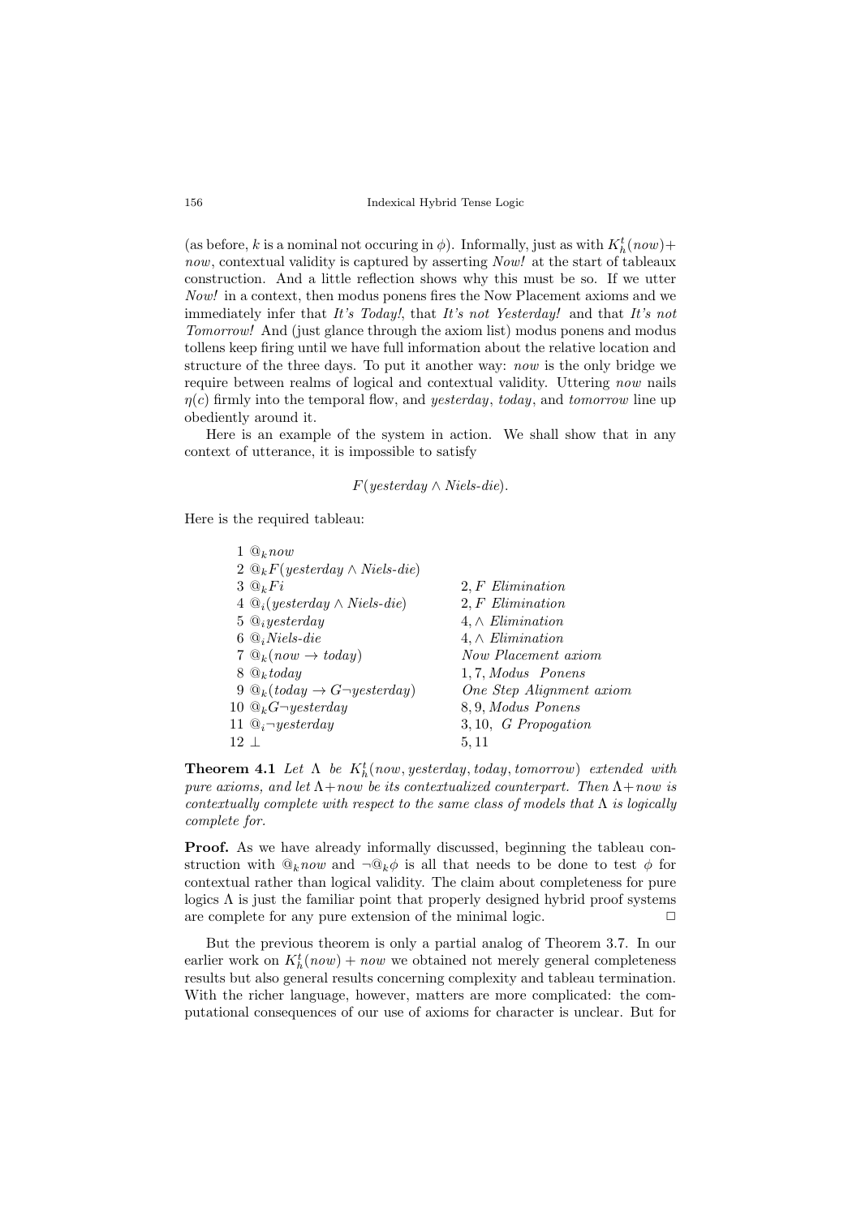(as before, $k$ is a nominal not occuring in $\phi$). Informally, just as with $K_h^t(now)+now$, contextual validity is captured by asserting *Now!* at the start of tableaux construction. And a little reflection shows why this must be so. If we utter *Now!* in a context, then modus ponens fires the Now Placement axioms and we immediately infer that *It's Today!*, that *It's not Yesterday!* and that *It's not Tomorrow!* And (just glance through the axiom list) modus ponens and modus tollens keep firing until we have full information about the relative location and structure of the three days. To put it another way: *now* is the only bridge we require between realms of logical and contextual validity. Uttering *now* nails $\eta(c)$ firmly into the temporal flow, and *yesterday*, *today*, and *tomorrow* line up obediently around it.

Here is an example of the system in action. We shall show that in any context of utterance, it is impossible to satisfy

$$F(yesterday \wedge Niels\text{-}die).$$

Here is the required tableau:

| | |
|---|---|
| 1 $@_k now$ | |
| 2 $@_k F(yesterday \wedge Niels\text{-}die)$ | |
| 3 $@_k Fi$ | 2, *F Elimination* |
| 4 $@_i(yesterday \wedge Niels\text{-}die)$ | 2, *F Elimination* |
| 5 $@_i yesterday$ | 4, $\wedge$ *Elimination* |
| 6 $@_i Niels\text{-}die$ | 4, $\wedge$ *Elimination* |
| 7 $@_k(now \rightarrow today)$ | *Now Placement axiom* |
| 8 $@_k today$ | 1, 7, *Modus Ponens* |
| 9 $@_k(today \rightarrow G\neg yesterday)$ | *One Step Alignment axiom* |
| 10 $@_k G\neg yesterday$ | 8, 9, *Modus Ponens* |
| 11 $@_i \neg yesterday$ | 3, 10, *G Propogation* |
| 12 $\perp$ | 5, 11 |

**Theorem 4.1** *Let $\Lambda$ be $K_h^t(now, yesterday, today, tomorrow)$ extended with pure axioms, and let $\Lambda+now$ be its contextualized counterpart. Then $\Lambda+now$ is contextually complete with respect to the same class of models that $\Lambda$ is logically complete for.*

**Proof.** As we have already informally discussed, beginning the tableau construction with $@_k now$ and $\neg @_k \phi$ is all that needs to be done to test $\phi$ for contextual rather than logical validity. The claim about completeness for pure logics $\Lambda$ is just the familiar point that properly designed hybrid proof systems are complete for any pure extension of the minimal logic. $\Box$

But the previous theorem is only a partial analog of Theorem 3.7. In our earlier work on $K_h^t(now)+now$ we obtained not merely general completeness results but also general results concerning complexity and tableau termination. With the richer language, however, matters are more complicated: the computational consequences of our use of axioms for character is unclear. But for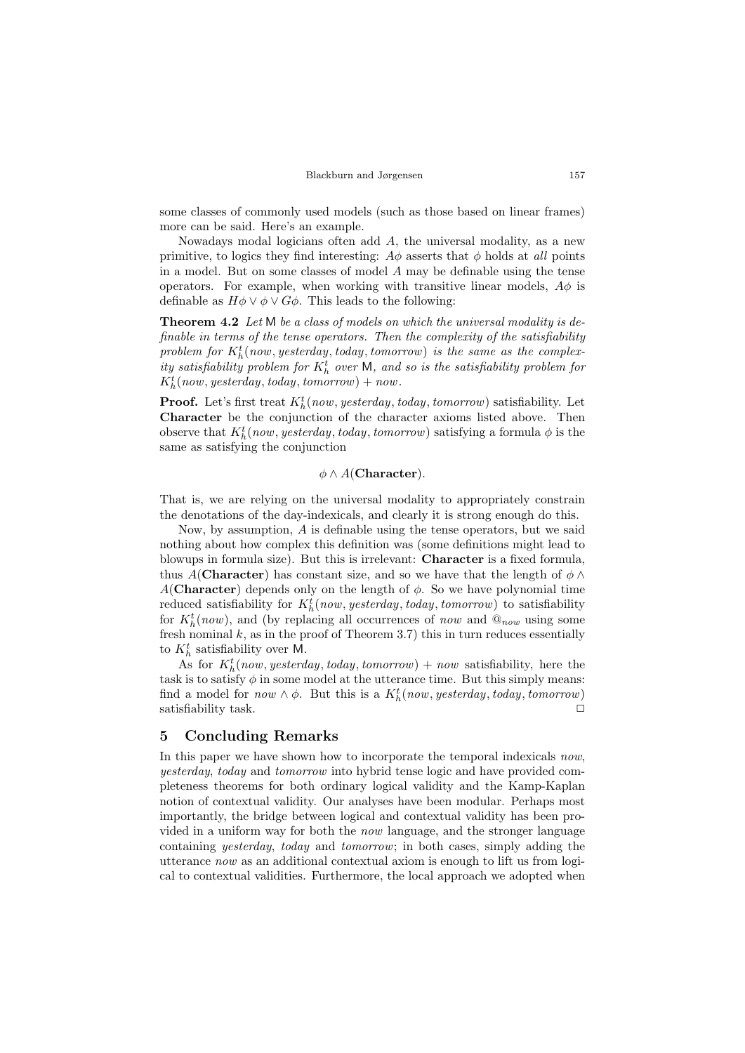some classes of commonly used models (such as those based on linear frames) more can be said. Here's an example.

Nowadays modal logicians often add $A$, the universal modality, as a new primitive, to logics they find interesting: $A\phi$ asserts that $\phi$ holds at *all* points in a model. But on some classes of model $A$ may be definable using the tense operators. For example, when working with transitive linear models, $A\phi$ is definable as $H\phi \vee \phi \vee G\phi$. This leads to the following:

**Theorem 4.2** *Let* $\mathsf{M}$ *be a class of models on which the universal modality is definable in terms of the tense operators. Then the complexity of the satisfiability problem for* $K^t_h(now, yesterday, today, tomorrow)$ *is the same as the complexity satisfiability problem for* $K^t_h$ *over* $\mathsf{M}$*, and so is the satisfiability problem for* $K^t_h(now, yesterday, today, tomorrow) + now$.

**Proof.** Let's first treat $K^t_h(now, yesterday, today, tomorrow)$ satisfiability. Let **Character** be the conjunction of the character axioms listed above. Then observe that $K^t_h(now, yesterday, today, tomorrow)$ satisfying a formula $\phi$ is the same as satisfying the conjunction

$$\phi \wedge A(\mathbf{Character}).$$

That is, we are relying on the universal modality to appropriately constrain the denotations of the day-indexicals, and clearly it is strong enough do this.

Now, by assumption, $A$ is definable using the tense operators, but we said nothing about how complex this definition was (some definitions might lead to blowups in formula size). But this is irrelevant: **Character** is a fixed formula, thus $A(\mathbf{Character})$ has constant size, and so we have that the length of $\phi \wedge A(\mathbf{Character})$ depends only on the length of $\phi$. So we have polynomial time reduced satisfiability for $K^t_h(now, yesterday, today, tomorrow)$ to satisfiability for $K^t_h(now)$, and (by replacing all occurrences of *now* and $@_{now}$ using some fresh nominal $k$, as in the proof of Theorem 3.7) this in turn reduces essentially to $K^t_h$ satisfiability over $\mathsf{M}$.

As for $K^t_h(now, yesterday, today, tomorrow) + now$ satisfiability, here the task is to satisfy $\phi$ in some model at the utterance time. But this simply means: find a model for $now \wedge \phi$. But this is a $K^t_h(now, yesterday, today, tomorrow)$ satisfiability task. $\Box$

## 5 Concluding Remarks

In this paper we have shown how to incorporate the temporal indexicals *now*, *yesterday*, *today* and *tomorrow* into hybrid tense logic and have provided completeness theorems for both ordinary logical validity and the Kamp-Kaplan notion of contextual validity. Our analyses have been modular. Perhaps most importantly, the bridge between logical and contextual validity has been provided in a uniform way for both the *now* language, and the stronger language containing *yesterday*, *today* and *tomorrow*; in both cases, simply adding the utterance *now* as an additional contextual axiom is enough to lift us from logical to contextual validities. Furthermore, the local approach we adopted when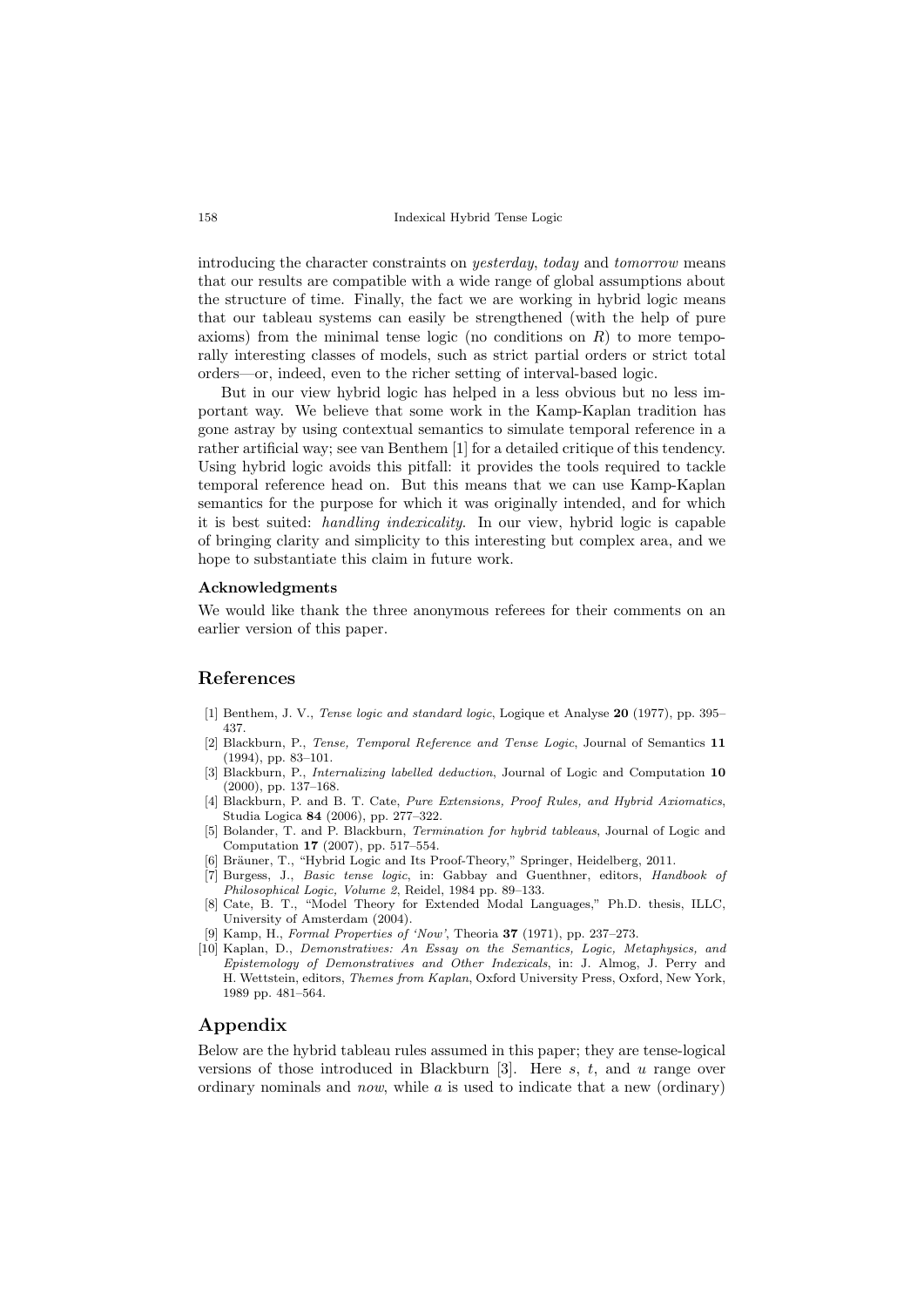introducing the character constraints on *yesterday*, *today* and *tomorrow* means that our results are compatible with a wide range of global assumptions about the structure of time. Finally, the fact we are working in hybrid logic means that our tableau systems can easily be strengthened (with the help of pure axioms) from the minimal tense logic (no conditions on $R$) to more temporally interesting classes of models, such as strict partial orders or strict total orders—or, indeed, even to the richer setting of interval-based logic.

But in our view hybrid logic has helped in a less obvious but no less important way. We believe that some work in the Kamp-Kaplan tradition has gone astray by using contextual semantics to simulate temporal reference in a rather artificial way; see van Benthem [1] for a detailed critique of this tendency. Using hybrid logic avoids this pitfall: it provides the tools required to tackle temporal reference head on. But this means that we can use Kamp-Kaplan semantics for the purpose for which it was originally intended, and for which it is best suited: *handling indexicality*. In our view, hybrid logic is capable of bringing clarity and simplicity to this interesting but complex area, and we hope to substantiate this claim in future work.

#### Acknowledgments

We would like thank the three anonymous referees for their comments on an earlier version of this paper.

## References

[1] Benthem, J. V., *Tense logic and standard logic*, Logique et Analyse **20** (1977), pp. 395–437.

[2] Blackburn, P., *Tense, Temporal Reference and Tense Logic*, Journal of Semantics **11** (1994), pp. 83–101.

[3] Blackburn, P., *Internalizing labelled deduction*, Journal of Logic and Computation **10** (2000), pp. 137–168.

[4] Blackburn, P. and B. T. Cate, *Pure Extensions, Proof Rules, and Hybrid Axiomatics*, Studia Logica **84** (2006), pp. 277–322.

[5] Bolander, T. and P. Blackburn, *Termination for hybrid tableaus*, Journal of Logic and Computation **17** (2007), pp. 517–554.

[6] Bräuner, T., "Hybrid Logic and Its Proof-Theory," Springer, Heidelberg, 2011.

[7] Burgess, J., *Basic tense logic*, in: Gabbay and Guenthner, editors, *Handbook of Philosophical Logic, Volume 2*, Reidel, 1984 pp. 89–133.

[8] Cate, B. T., "Model Theory for Extended Modal Languages," Ph.D. thesis, ILLC, University of Amsterdam (2004).

[9] Kamp, H., *Formal Properties of 'Now'*, Theoria **37** (1971), pp. 237–273.

[10] Kaplan, D., *Demonstratives: An Essay on the Semantics, Logic, Metaphysics, and Epistemology of Demonstratives and Other Indexicals*, in: J. Almog, J. Perry and H. Wettstein, editors, *Themes from Kaplan*, Oxford University Press, Oxford, New York, 1989 pp. 481–564.

## Appendix

Below are the hybrid tableau rules assumed in this paper; they are tense-logical versions of those introduced in Blackburn [3]. Here $s$, $t$, and $u$ range over ordinary nominals and *now*, while $a$ is used to indicate that a new (ordinary)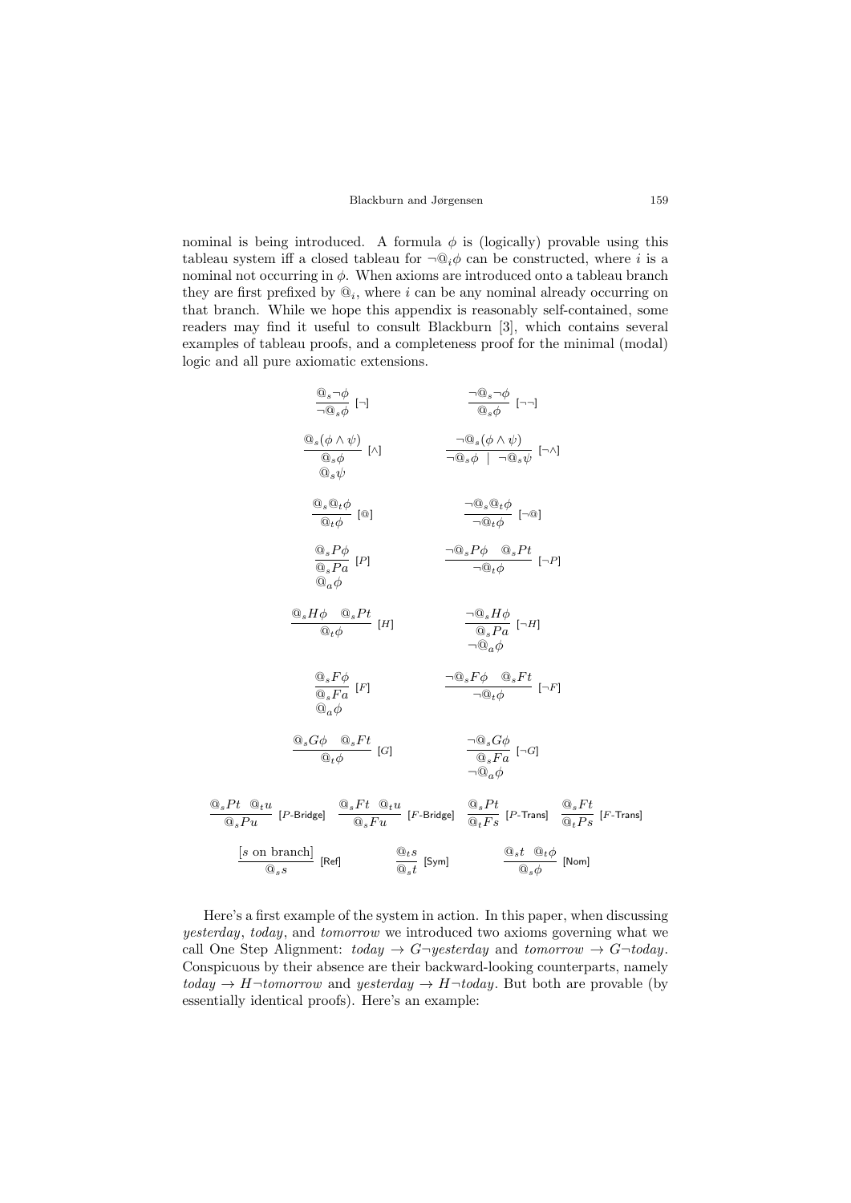nominal is being introduced. A formula $\phi$ is (logically) provable using this tableau system iff a closed tableau for $\neg @_i \phi$ can be constructed, where $i$ is a nominal not occurring in $\phi$. When axioms are introduced onto a tableau branch they are first prefixed by $@_i$, where $i$ can be any nominal already occurring on that branch. While we hope this appendix is reasonably self-contained, some readers may find it useful to consult Blackburn [3], which contains several examples of tableau proofs, and a completeness proof for the minimal (modal) logic and all pure axiomatic extensions.

$$\frac{@_s \neg\phi}{\neg @_s \phi}\ [\neg] \qquad\qquad \frac{\neg @_s \neg\phi}{@_s \phi}\ [\neg\neg]$$

$$\frac{@_s(\phi \wedge \psi)}{\begin{array}{c}@_s\phi \\ @_s\psi\end{array}}\ [\wedge] \qquad\qquad \frac{\neg @_s(\phi \wedge \psi)}{\neg @_s \phi \ \mid \ \neg @_s \psi}\ [\neg\wedge]$$

$$\frac{@_s @_t \phi}{@_t \phi}\ [@] \qquad\qquad \frac{\neg @_s @_t \phi}{\neg @_t \phi}\ [\neg @]$$

$$\frac{@_s P\phi}{\begin{array}{c}@_s Pa \\ @_a \phi\end{array}}\ [P] \qquad\qquad \frac{\neg @_s P\phi \quad @_s Pt}{\neg @_t \phi}\ [\neg P]$$

$$\frac{@_s H\phi \quad @_s Pt}{@_t \phi}\ [H] \qquad\qquad \frac{\neg @_s H\phi}{\begin{array}{c}@_s Pa \\ \neg @_a \phi\end{array}}\ [\neg H]$$

$$\frac{@_s F\phi}{\begin{array}{c}@_s Fa \\ @_a \phi\end{array}}\ [F] \qquad\qquad \frac{\neg @_s F\phi \quad @_s Ft}{\neg @_t \phi}\ [\neg F]$$

$$\frac{@_s G\phi \quad @_s Ft}{@_t \phi}\ [G] \qquad\qquad \frac{\neg @_s G\phi}{\begin{array}{c}@_s Fa \\ \neg @_a \phi\end{array}}\ [\neg G]$$

$$\frac{@_s Pt \quad @_t u}{@_s Pu}\ [P\text{-Bridge}] \quad \frac{@_s Ft \quad @_t u}{@_s Fu}\ [F\text{-Bridge}] \quad \frac{@_s Pt}{@_t Fs}\ [P\text{-Trans}] \quad \frac{@_s Ft}{@_t Ps}\ [F\text{-Trans}]$$

$$\frac{[s \text{ on branch}]}{@_s s}\ [\text{Ref}] \qquad \frac{@_t s}{@_s t}\ [\text{Sym}] \qquad \frac{@_s t \quad @_t \phi}{@_s \phi}\ [\text{Nom}]$$

Here's a first example of the system in action. In this paper, when discussing *yesterday*, *today*, and *tomorrow* we introduced two axioms governing what we call One Step Alignment: $\mathit{today} \rightarrow G\neg \mathit{yesterday}$ and $\mathit{tomorrow} \rightarrow G\neg \mathit{today}$. Conspicuous by their absence are their backward-looking counterparts, namely $\mathit{today} \rightarrow H\neg \mathit{tomorrow}$ and $\mathit{yesterday} \rightarrow H\neg \mathit{today}$. But both are provable (by essentially identical proofs). Here's an example: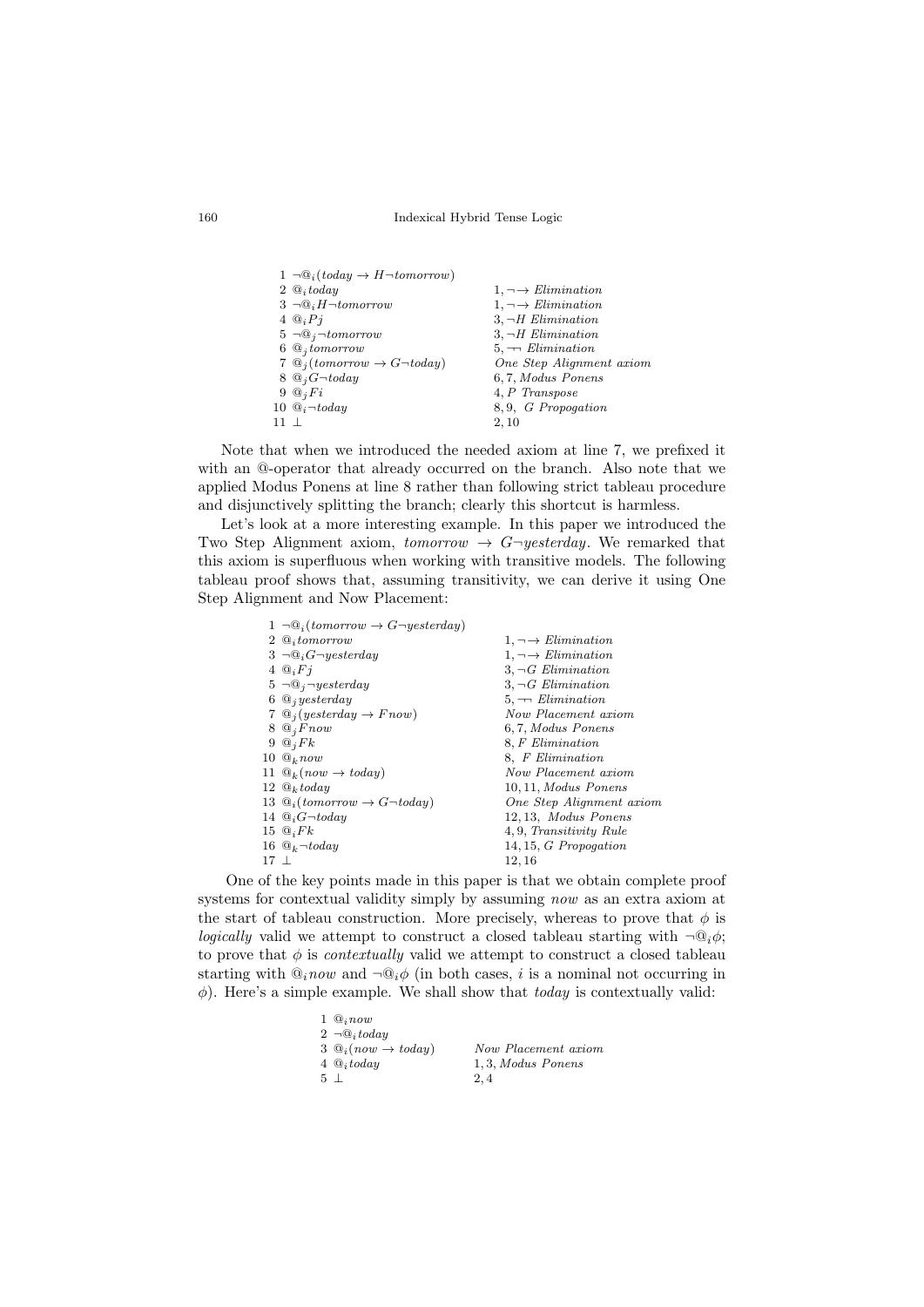| | | |
|---|---|---|
| 1 | $\neg @_i(today \rightarrow H\neg tomorrow)$ | |
| 2 | $@_i today$ | $1, \neg\rightarrow$ *Elimination* |
| 3 | $\neg @_i H\neg tomorrow$ | $1, \neg\rightarrow$ *Elimination* |
| 4 | $@_i Pj$ | $3, \neg H$ *Elimination* |
| 5 | $\neg @_j \neg tomorrow$ | $3, \neg H$ *Elimination* |
| 6 | $@_j tomorrow$ | $5, \neg\neg$ *Elimination* |
| 7 | $@_j(tomorrow \rightarrow G\neg today)$ | *One Step Alignment axiom* |
| 8 | $@_j G\neg today$ | 6, 7, *Modus Ponens* |
| 9 | $@_j Fi$ | 4, *P Transpose* |
| 10 | $@_i \neg today$ | 8, 9, *G Propogation* |
| 11 | $\bot$ | 2, 10 |

Note that when we introduced the needed axiom at line 7, we prefixed it with an @-operator that already occurred on the branch. Also note that we applied Modus Ponens at line 8 rather than following strict tableau procedure and disjunctively splitting the branch; clearly this shortcut is harmless.

Let's look at a more interesting example. In this paper we introduced the Two Step Alignment axiom, $tomorrow \rightarrow G\neg yesterday$. We remarked that this axiom is superfluous when working with transitive models. The following tableau proof shows that, assuming transitivity, we can derive it using One Step Alignment and Now Placement:

| | | |
|---|---|---|
| 1 | $\neg @_i(tomorrow \rightarrow G\neg yesterday)$ | |
| 2 | $@_i tomorrow$ | $1, \neg\rightarrow$ *Elimination* |
| 3 | $\neg @_i G\neg yesterday$ | $1, \neg\rightarrow$ *Elimination* |
| 4 | $@_i Fj$ | $3, \neg G$ *Elimination* |
| 5 | $\neg @_j \neg yesterday$ | $3, \neg G$ *Elimination* |
| 6 | $@_j yesterday$ | $5, \neg\neg$ *Elimination* |
| 7 | $@_j(yesterday \rightarrow F now)$ | *Now Placement axiom* |
| 8 | $@_j F now$ | 6, 7, *Modus Ponens* |
| 9 | $@_j Fk$ | 8, *F Elimination* |
| 10 | $@_k now$ | 8, *F Elimination* |
| 11 | $@_k(now \rightarrow today)$ | *Now Placement axiom* |
| 12 | $@_k today$ | 10, 11, *Modus Ponens* |
| 13 | $@_i(tomorrow \rightarrow G\neg today)$ | *One Step Alignment axiom* |
| 14 | $@_i G\neg today$ | 12, 13, *Modus Ponens* |
| 15 | $@_i Fk$ | 4, 9, *Transitivity Rule* |
| 16 | $@_k \neg today$ | 14, 15, *G Propogation* |
| 17 | $\bot$ | 12, 16 |

One of the key points made in this paper is that we obtain complete proof systems for contextual validity simply by assuming *now* as an extra axiom at the start of tableau construction. More precisely, whereas to prove that $\phi$ is *logically* valid we attempt to construct a closed tableau starting with $\neg @_i\phi$; to prove that $\phi$ is *contextually* valid we attempt to construct a closed tableau starting with $@_i now$ and $\neg @_i\phi$ (in both cases, $i$ is a nominal not occurring in $\phi$). Here's a simple example. We shall show that *today* is contextually valid:

| | | |
|---|---|---|
| 1 | $@_i now$ | |
| 2 | $\neg @_i today$ | |
| 3 | $@_i(now \rightarrow today)$ | *Now Placement axiom* |
| 4 | $@_i today$ | 1, 3, *Modus Ponens* |
| 5 | $\bot$ | 2, 4 |